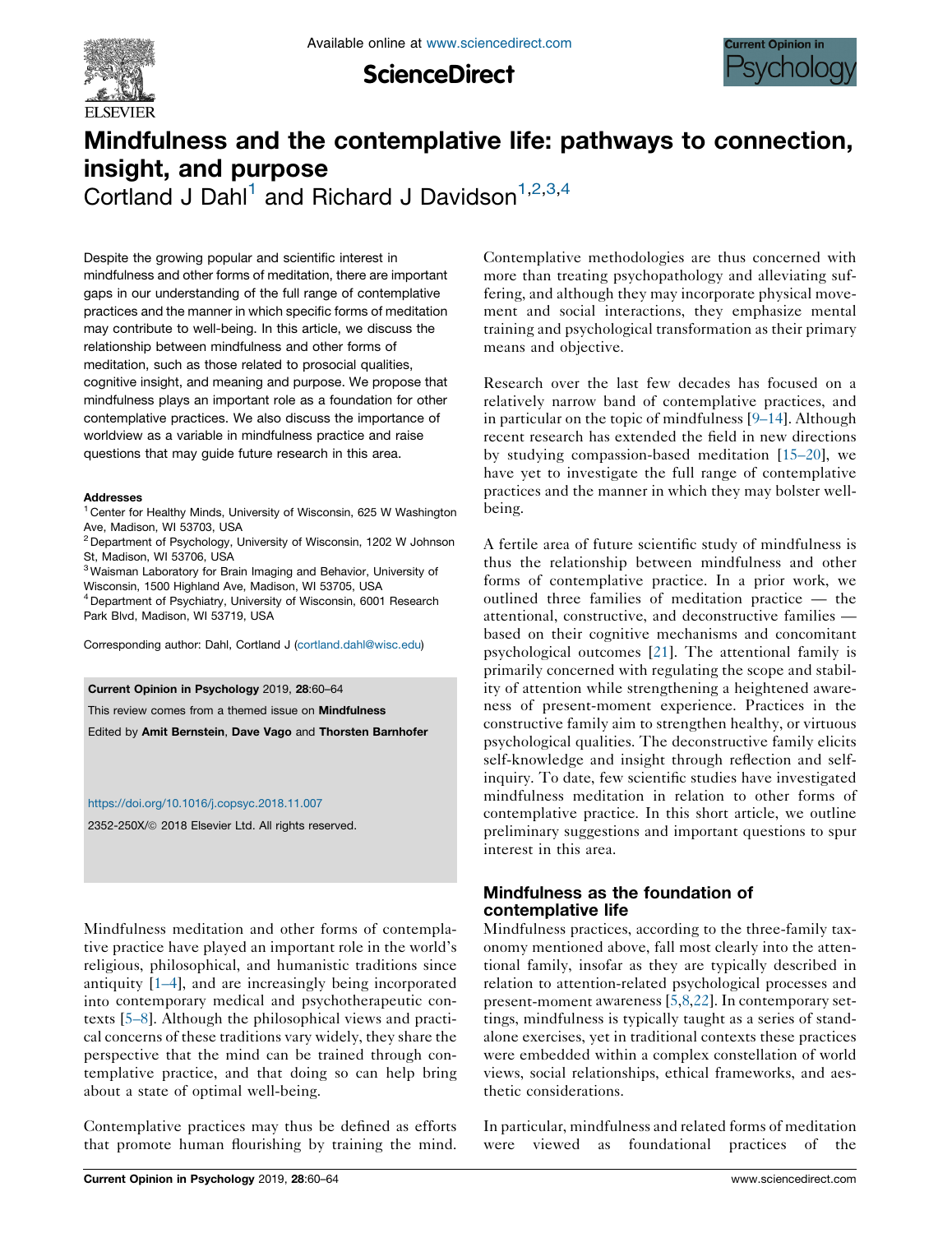# Mindfulness and the contemplative life: pathways to connection, insight, and purpose

Cortland J Dahl[1] and Richard J Davidson[1,2,3,4]

Despite the growing popular and scientific interest in mindfulness and other forms of meditation, there are important gaps in our understanding of the full range of contemplative practices and the manner in which specific forms of meditation may contribute to well-being. In this article, we discuss the relationship between mindfulness and other forms of meditation, such as those related to prosocial qualities, cognitive insight, and meaning and purpose. We propose that mindfulness plays an important role as a foundation for other contemplative practices. We also discuss the importance of worldview as a variable in mindfulness practice and raise questions that may guide future research in this area.

**Addresses**

[1] Center for Healthy Minds, University of Wisconsin, 625 W Washington Ave, Madison, WI 53703, USA

[2] Department of Psychology, University of Wisconsin, 1202 W Johnson St, Madison, WI 53706, USA

[3] Waisman Laboratory for Brain Imaging and Behavior, University of Wisconsin, 1500 Highland Ave, Madison, WI 53705, USA

[4] Department of Psychiatry, University of Wisconsin, 6001 Research Park Blvd, Madison, WI 53719, USA

Corresponding author: Dahl, Cortland J (cortland.dahl@wisc.edu)

**Current Opinion in Psychology** 2019, **28**:60–64

This review comes from a themed issue on **Mindfulness**

Edited by **Amit Bernstein**, **Dave Vago** and **Thorsten Barnhofer**

https://doi.org/10.1016/j.copsyc.2018.11.007

2352-250X/© 2018 Elsevier Ltd. All rights reserved.

Mindfulness meditation and other forms of contemplative practice have played an important role in the world's religious, philosophical, and humanistic traditions since antiquity [1–4], and are increasingly being incorporated into contemporary medical and psychotherapeutic contexts [5–8]. Although the philosophical views and practical concerns of these traditions vary widely, they share the perspective that the mind can be trained through contemplative practice, and that doing so can help bring about a state of optimal well-being.

Contemplative practices may thus be defined as efforts that promote human flourishing by training the mind. Contemplative methodologies are thus concerned with more than treating psychopathology and alleviating suffering, and although they may incorporate physical movement and social interactions, they emphasize mental training and psychological transformation as their primary means and objective.

Research over the last few decades has focused on a relatively narrow band of contemplative practices, and in particular on the topic of mindfulness [9–14]. Although recent research has extended the field in new directions by studying compassion-based meditation [15–20], we have yet to investigate the full range of contemplative practices and the manner in which they may bolster well-being.

A fertile area of future scientific study of mindfulness is thus the relationship between mindfulness and other forms of contemplative practice. In a prior work, we outlined three families of meditation practice — the attentional, constructive, and deconstructive families — based on their cognitive mechanisms and concomitant psychological outcomes [21]. The attentional family is primarily concerned with regulating the scope and stability of attention while strengthening a heightened awareness of present-moment experience. Practices in the constructive family aim to strengthen healthy, or virtuous psychological qualities. The deconstructive family elicits self-knowledge and insight through reflection and self-inquiry. To date, few scientific studies have investigated mindfulness meditation in relation to other forms of contemplative practice. In this short article, we outline preliminary suggestions and important questions to spur interest in this area.

## Mindfulness as the foundation of contemplative life

Mindfulness practices, according to the three-family taxonomy mentioned above, fall most clearly into the attentional family, insofar as they are typically described in relation to attention-related psychological processes and present-moment awareness [5,8,22]. In contemporary settings, mindfulness is typically taught as a series of standalone exercises, yet in traditional contexts these practices were embedded within a complex constellation of world views, social relationships, ethical frameworks, and aesthetic considerations.

In particular, mindfulness and related forms of meditation were viewed as foundational practices of the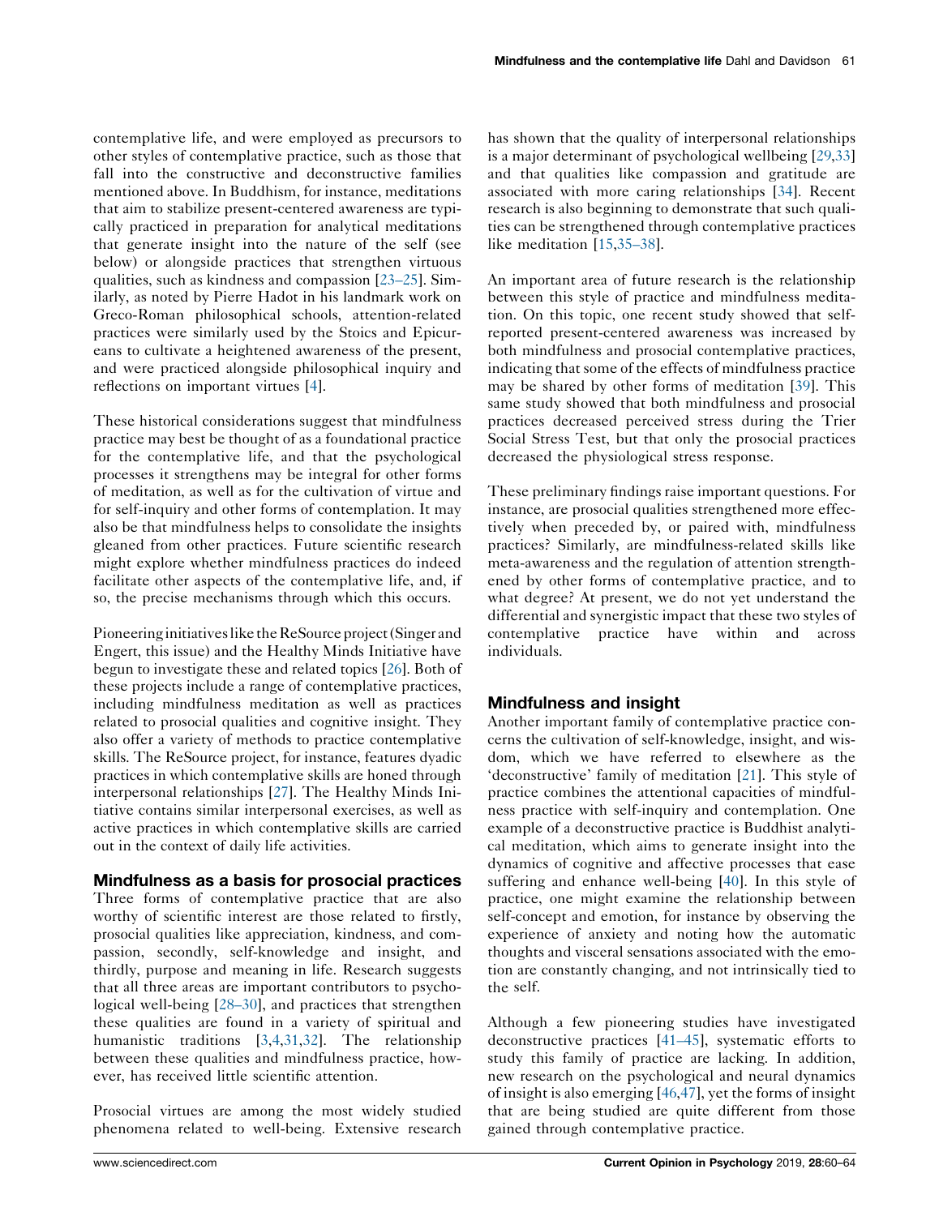contemplative life, and were employed as precursors to other styles of contemplative practice, such as those that fall into the constructive and deconstructive families mentioned above. In Buddhism, for instance, meditations that aim to stabilize present-centered awareness are typically practiced in preparation for analytical meditations that generate insight into the nature of the self (see below) or alongside practices that strengthen virtuous qualities, such as kindness and compassion [23–25]. Similarly, as noted by Pierre Hadot in his landmark work on Greco-Roman philosophical schools, attention-related practices were similarly used by the Stoics and Epicureans to cultivate a heightened awareness of the present, and were practiced alongside philosophical inquiry and reflections on important virtues [4].

These historical considerations suggest that mindfulness practice may best be thought of as a foundational practice for the contemplative life, and that the psychological processes it strengthens may be integral for other forms of meditation, as well as for the cultivation of virtue and for self-inquiry and other forms of contemplation. It may also be that mindfulness helps to consolidate the insights gleaned from other practices. Future scientific research might explore whether mindfulness practices do indeed facilitate other aspects of the contemplative life, and, if so, the precise mechanisms through which this occurs.

Pioneering initiatives like the ReSource project (Singer and Engert, this issue) and the Healthy Minds Initiative have begun to investigate these and related topics [26]. Both of these projects include a range of contemplative practices, including mindfulness meditation as well as practices related to prosocial qualities and cognitive insight. They also offer a variety of methods to practice contemplative skills. The ReSource project, for instance, features dyadic practices in which contemplative skills are honed through interpersonal relationships [27]. The Healthy Minds Initiative contains similar interpersonal exercises, as well as active practices in which contemplative skills are carried out in the context of daily life activities.

## Mindfulness as a basis for prosocial practices

Three forms of contemplative practice that are also worthy of scientific interest are those related to firstly, prosocial qualities like appreciation, kindness, and compassion, secondly, self-knowledge and insight, and thirdly, purpose and meaning in life. Research suggests that all three areas are important contributors to psychological well-being [28–30], and practices that strengthen these qualities are found in a variety of spiritual and humanistic traditions [3,4,31,32]. The relationship between these qualities and mindfulness practice, however, has received little scientific attention.

Prosocial virtues are among the most widely studied phenomena related to well-being. Extensive research has shown that the quality of interpersonal relationships is a major determinant of psychological wellbeing [29,33] and that qualities like compassion and gratitude are associated with more caring relationships [34]. Recent research is also beginning to demonstrate that such qualities can be strengthened through contemplative practices like meditation [15,35–38].

An important area of future research is the relationship between this style of practice and mindfulness meditation. On this topic, one recent study showed that self-reported present-centered awareness was increased by both mindfulness and prosocial contemplative practices, indicating that some of the effects of mindfulness practice may be shared by other forms of meditation [39]. This same study showed that both mindfulness and prosocial practices decreased perceived stress during the Trier Social Stress Test, but that only the prosocial practices decreased the physiological stress response.

These preliminary findings raise important questions. For instance, are prosocial qualities strengthened more effectively when preceded by, or paired with, mindfulness practices? Similarly, are mindfulness-related skills like meta-awareness and the regulation of attention strengthened by other forms of contemplative practice, and to what degree? At present, we do not yet understand the differential and synergistic impact that these two styles of contemplative practice have within and across individuals.

## Mindfulness and insight

Another important family of contemplative practice concerns the cultivation of self-knowledge, insight, and wisdom, which we have referred to elsewhere as the 'deconstructive' family of meditation [21]. This style of practice combines the attentional capacities of mindfulness practice with self-inquiry and contemplation. One example of a deconstructive practice is Buddhist analytical meditation, which aims to generate insight into the dynamics of cognitive and affective processes that ease suffering and enhance well-being [40]. In this style of practice, one might examine the relationship between self-concept and emotion, for instance by observing the experience of anxiety and noting how the automatic thoughts and visceral sensations associated with the emotion are constantly changing, and not intrinsically tied to the self.

Although a few pioneering studies have investigated deconstructive practices [41–45], systematic efforts to study this family of practice are lacking. In addition, new research on the psychological and neural dynamics of insight is also emerging [46,47], yet the forms of insight that are being studied are quite different from those gained through contemplative practice.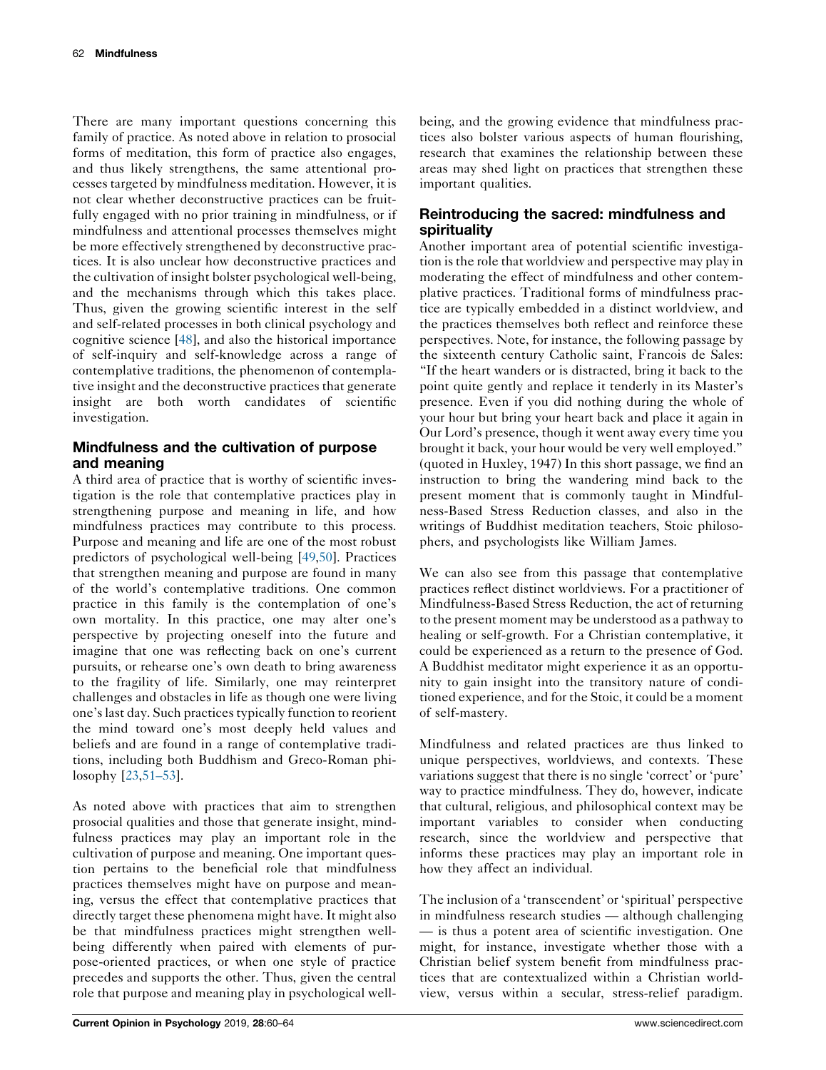There are many important questions concerning this family of practice. As noted above in relation to prosocial forms of meditation, this form of practice also engages, and thus likely strengthens, the same attentional processes targeted by mindfulness meditation. However, it is not clear whether deconstructive practices can be fruitfully engaged with no prior training in mindfulness, or if mindfulness and attentional processes themselves might be more effectively strengthened by deconstructive practices. It is also unclear how deconstructive practices and the cultivation of insight bolster psychological well-being, and the mechanisms through which this takes place. Thus, given the growing scientific interest in the self and self-related processes in both clinical psychology and cognitive science [48], and also the historical importance of self-inquiry and self-knowledge across a range of contemplative traditions, the phenomenon of contemplative insight and the deconstructive practices that generate insight are both worth candidates of scientific investigation.

## Mindfulness and the cultivation of purpose and meaning

A third area of practice that is worthy of scientific investigation is the role that contemplative practices play in strengthening purpose and meaning in life, and how mindfulness practices may contribute to this process. Purpose and meaning and life are one of the most robust predictors of psychological well-being [49,50]. Practices that strengthen meaning and purpose are found in many of the world's contemplative traditions. One common practice in this family is the contemplation of one's own mortality. In this practice, one may alter one's perspective by projecting oneself into the future and imagine that one was reflecting back on one's current pursuits, or rehearse one's own death to bring awareness to the fragility of life. Similarly, one may reinterpret challenges and obstacles in life as though one were living one's last day. Such practices typically function to reorient the mind toward one's most deeply held values and beliefs and are found in a range of contemplative traditions, including both Buddhism and Greco-Roman philosophy [23,51–53].

As noted above with practices that aim to strengthen prosocial qualities and those that generate insight, mindfulness practices may play an important role in the cultivation of purpose and meaning. One important question pertains to the beneficial role that mindfulness practices themselves might have on purpose and meaning, versus the effect that contemplative practices that directly target these phenomena might have. It might also be that mindfulness practices might strengthen well-being differently when paired with elements of purpose-oriented practices, or when one style of practice precedes and supports the other. Thus, given the central role that purpose and meaning play in psychological well-being, and the growing evidence that mindfulness practices also bolster various aspects of human flourishing, research that examines the relationship between these areas may shed light on practices that strengthen these important qualities.

## Reintroducing the sacred: mindfulness and spirituality

Another important area of potential scientific investigation is the role that worldview and perspective may play in moderating the effect of mindfulness and other contemplative practices. Traditional forms of mindfulness practice are typically embedded in a distinct worldview, and the practices themselves both reflect and reinforce these perspectives. Note, for instance, the following passage by the sixteenth century Catholic saint, Francois de Sales: "If the heart wanders or is distracted, bring it back to the point quite gently and replace it tenderly in its Master's presence. Even if you did nothing during the whole of your hour but bring your heart back and place it again in Our Lord's presence, though it went away every time you brought it back, your hour would be very well employed." (quoted in Huxley, 1947) In this short passage, we find an instruction to bring the wandering mind back to the present moment that is commonly taught in Mindfulness-Based Stress Reduction classes, and also in the writings of Buddhist meditation teachers, Stoic philosophers, and psychologists like William James.

We can also see from this passage that contemplative practices reflect distinct worldviews. For a practitioner of Mindfulness-Based Stress Reduction, the act of returning to the present moment may be understood as a pathway to healing or self-growth. For a Christian contemplative, it could be experienced as a return to the presence of God. A Buddhist meditator might experience it as an opportunity to gain insight into the transitory nature of conditioned experience, and for the Stoic, it could be a moment of self-mastery.

Mindfulness and related practices are thus linked to unique perspectives, worldviews, and contexts. These variations suggest that there is no single 'correct' or 'pure' way to practice mindfulness. They do, however, indicate that cultural, religious, and philosophical context may be important variables to consider when conducting research, since the worldview and perspective that informs these practices may play an important role in how they affect an individual.

The inclusion of a 'transcendent' or 'spiritual' perspective in mindfulness research studies — although challenging — is thus a potent area of scientific investigation. One might, for instance, investigate whether those with a Christian belief system benefit from mindfulness practices that are contextualized within a Christian worldview, versus within a secular, stress-relief paradigm.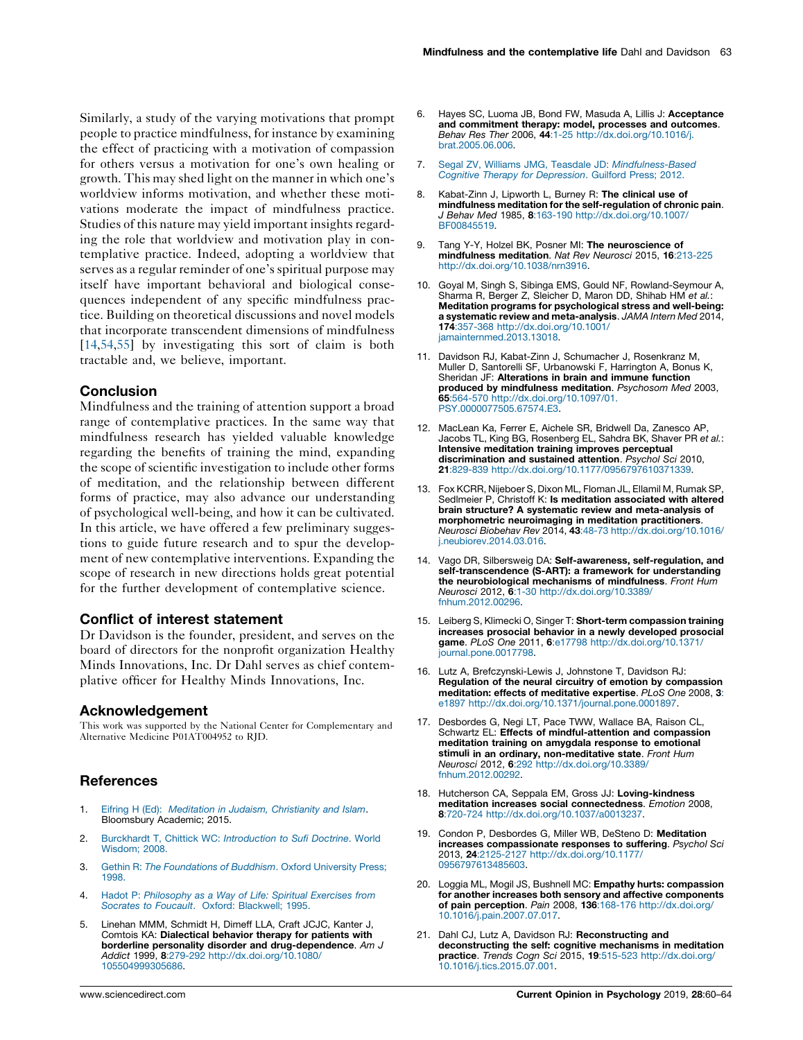Similarly, a study of the varying motivations that prompt people to practice mindfulness, for instance by examining the effect of practicing with a motivation of compassion for others versus a motivation for one's own healing or growth. This may shed light on the manner in which one's worldview informs motivation, and whether these motivations moderate the impact of mindfulness practice. Studies of this nature may yield important insights regarding the role that worldview and motivation play in contemplative practice. Indeed, adopting a worldview that serves as a regular reminder of one's spiritual purpose may itself have important behavioral and biological consequences independent of any specific mindfulness practice. Building on theoretical discussions and novel models that incorporate transcendent dimensions of mindfulness [14,54,55] by investigating this sort of claim is both tractable and, we believe, important.

## Conclusion

Mindfulness and the training of attention support a broad range of contemplative practices. In the same way that mindfulness research has yielded valuable knowledge regarding the benefits of training the mind, expanding the scope of scientific investigation to include other forms of meditation, and the relationship between different forms of practice, may also advance our understanding of psychological well-being, and how it can be cultivated. In this article, we have offered a few preliminary suggestions to guide future research and to spur the development of new contemplative interventions. Expanding the scope of research in new directions holds great potential for the further development of contemplative science.

## Conflict of interest statement

Dr Davidson is the founder, president, and serves on the board of directors for the nonprofit organization Healthy Minds Innovations, Inc. Dr Dahl serves as chief contemplative officer for Healthy Minds Innovations, Inc.

## Acknowledgement

This work was supported by the National Center for Complementary and Alternative Medicine P01AT004952 to RJD.

## References

1. Eifring H (Ed): *Meditation in Judaism, Christianity and Islam*. Bloomsbury Academic; 2015.
2. Burckhardt T, Chittick WC: *Introduction to Sufi Doctrine*. World Wisdom; 2008.
3. Gethin R: *The Foundations of Buddhism*. Oxford University Press; 1998.
4. Hadot P: *Philosophy as a Way of Life: Spiritual Exercises from Socrates to Foucault*. Oxford: Blackwell; 1995.
5. Linehan MMM, Schmidt H, Dimeff LLA, Craft JCJC, Kanter J, Comtois KA: **Dialectical behavior therapy for patients with borderline personality disorder and drug-dependence**. *Am J Addict* 1999, **8**:279-292 http://dx.doi.org/10.1080/105504999305686.
6. Hayes SC, Luoma JB, Bond FW, Masuda A, Lillis J: **Acceptance and commitment therapy: model, processes and outcomes**. *Behav Res Ther* 2006, **44**:1-25 http://dx.doi.org/10.1016/j.brat.2005.06.006.
7. Segal ZV, Williams JMG, Teasdale JD: *Mindfulness-Based Cognitive Therapy for Depression*. Guilford Press; 2012.
8. Kabat-Zinn J, Lipworth L, Burney R: **The clinical use of mindfulness meditation for the self-regulation of chronic pain**. *J Behav Med* 1985, **8**:163-190 http://dx.doi.org/10.1007/BF00845519.
9. Tang Y-Y, Holzel BK, Posner MI: **The neuroscience of mindfulness meditation**. *Nat Rev Neurosci* 2015, **16**:213-225 http://dx.doi.org/10.1038/nrn3916.
10. Goyal M, Singh S, Sibinga EMS, Gould NF, Rowland-Seymour A, Sharma R, Berger Z, Sleicher D, Maron DD, Shihab HM *et al.*: **Meditation programs for psychological stress and well-being: a systematic review and meta-analysis**. *JAMA Intern Med* 2014, **174**:357-368 http://dx.doi.org/10.1001/jamainternmed.2013.13018.
11. Davidson RJ, Kabat-Zinn J, Schumacher J, Rosenkranz M, Muller D, Santorelli SF, Urbanowski F, Harrington A, Bonus K, Sheridan JF: **Alterations in brain and immune function produced by mindfulness meditation**. *Psychosom Med* 2003, **65**:564-570 http://dx.doi.org/10.1097/01.PSY.0000077505.67574.E3.
12. MacLean Ka, Ferrer E, Aichele SR, Bridwell Da, Zanesco AP, Jacobs TL, King BG, Rosenberg EL, Sahdra BK, Shaver PR *et al.*: **Intensive meditation training improves perceptual discrimination and sustained attention**. *Psychol Sci* 2010, **21**:829-839 http://dx.doi.org/10.1177/0956797610371339.
13. Fox KCRR, Nijeboer S, Dixon ML, Floman JL, Ellamil M, Rumak SP, Sedlmeier P, Christoff K: **Is meditation associated with altered brain structure? A systematic review and meta-analysis of morphometric neuroimaging in meditation practitioners**. *Neurosci Biobehav Rev* 2014, **43**:48-73 http://dx.doi.org/10.1016/j.neubiorev.2014.03.016.
14. Vago DR, Silbersweig DA: **Self-awareness, self-regulation, and self-transcendence (S-ART): a framework for understanding the neurobiological mechanisms of mindfulness**. *Front Hum Neurosci* 2012, **6**:1-30 http://dx.doi.org/10.3389/fnhum.2012.00296.
15. Leiberg S, Klimecki O, Singer T: **Short-term compassion training increases prosocial behavior in a newly developed prosocial game**. *PLoS One* 2011, **6**:e17798 http://dx.doi.org/10.1371/journal.pone.0017798.
16. Lutz A, Brefczynski-Lewis J, Johnstone T, Davidson RJ: **Regulation of the neural circuitry of emotion by compassion meditation: effects of meditative expertise**. *PLoS One* 2008, **3**: e1897 http://dx.doi.org/10.1371/journal.pone.0001897.
17. Desbordes G, Negi LT, Pace TWW, Wallace BA, Raison CL, Schwartz EL: **Effects of mindful-attention and compassion meditation training on amygdala response to emotional stimuli in an ordinary, non-meditative state**. *Front Hum Neurosci* 2012, **6**:292 http://dx.doi.org/10.3389/fnhum.2012.00292.
18. Hutcherson CA, Seppala EM, Gross JJ: **Loving-kindness meditation increases social connectedness**. *Emotion* 2008, **8**:720-724 http://dx.doi.org/10.1037/a0013237.
19. Condon P, Desbordes G, Miller WB, DeSteno D: **Meditation increases compassionate responses to suffering**. *Psychol Sci* 2013, **24**:2125-2127 http://dx.doi.org/10.1177/0956797613485603.
20. Loggia ML, Mogil JS, Bushnell MC: **Empathy hurts: compassion for another increases both sensory and affective components of pain perception**. *Pain* 2008, **136**:168-176 http://dx.doi.org/10.1016/j.pain.2007.07.017.
21. Dahl CJ, Lutz A, Davidson RJ: **Reconstructing and deconstructing the self: cognitive mechanisms in meditation practice**. *Trends Cogn Sci* 2015, **19**:515-523 http://dx.doi.org/10.1016/j.tics.2015.07.001.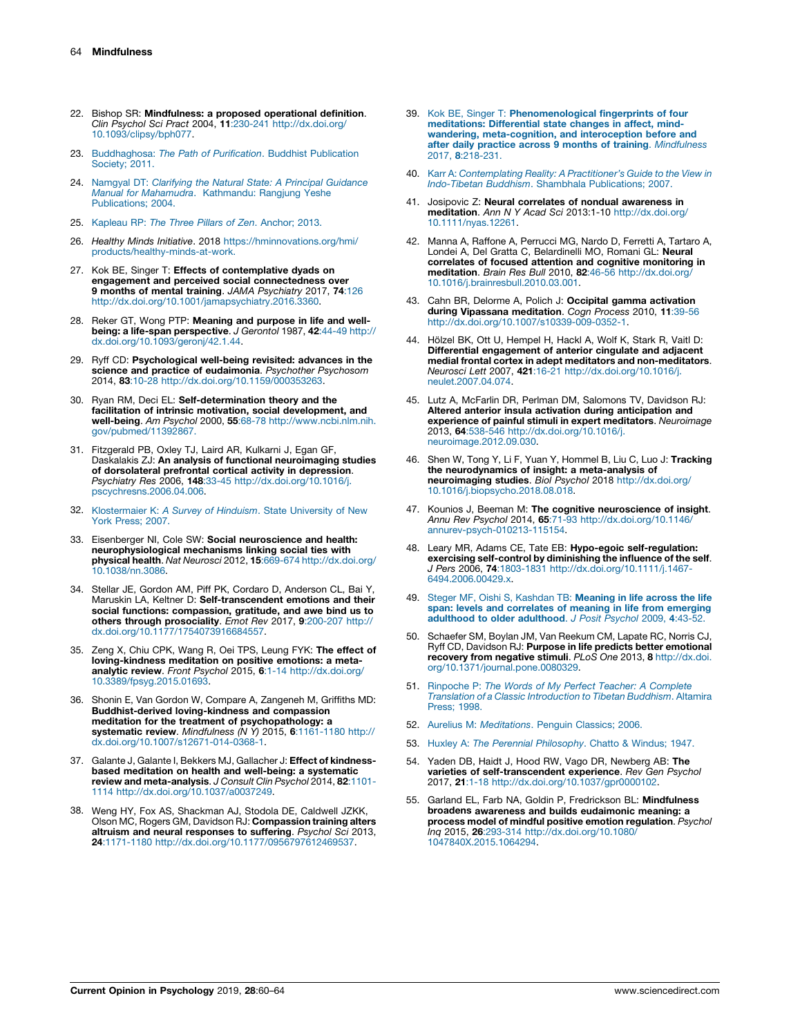22. Bishop SR: **Mindfulness: a proposed operational definition**. *Clin Psychol Sci Pract* 2004, **11**:230-241 http://dx.doi.org/10.1093/clipsy/bph077.

23. Buddhaghosa: *The Path of Purification*. Buddhist Publication Society; 2011.

24. Namgyal DT: *Clarifying the Natural State: A Principal Guidance Manual for Mahamudra*. Kathmandu: Rangjung Yeshe Publications; 2004.

25. Kapleau RP: *The Three Pillars of Zen*. Anchor; 2013.

26. *Healthy Minds Initiative*. 2018 https://hminnovations.org/hmi/products/healthy-minds-at-work.

27. Kok BE, Singer T: **Effects of contemplative dyads on engagement and perceived social connectedness over 9 months of mental training**. *JAMA Psychiatry* 2017, **74**:126 http://dx.doi.org/10.1001/jamapsychiatry.2016.3360.

28. Reker GT, Wong PTP: **Meaning and purpose in life and well-being: a life-span perspective**. *J Gerontol* 1987, **42**:44-49 http://dx.doi.org/10.1093/geronj/42.1.44.

29. Ryff CD: **Psychological well-being revisited: advances in the science and practice of eudaimonia**. *Psychother Psychosom* 2014, **83**:10-28 http://dx.doi.org/10.1159/000353263.

30. Ryan RM, Deci EL: **Self-determination theory and the facilitation of intrinsic motivation, social development, and well-being**. *Am Psychol* 2000, **55**:68-78 http://www.ncbi.nlm.nih.gov/pubmed/11392867.

31. Fitzgerald PB, Oxley TJ, Laird AR, Kulkarni J, Egan GF, Daskalakis ZJ: **An analysis of functional neuroimaging studies of dorsolateral prefrontal cortical activity in depression**. *Psychiatry Res* 2006, **148**:33-45 http://dx.doi.org/10.1016/j.pscychresns.2006.04.006.

32. Klostermaier K: *A Survey of Hinduism*. State University of New York Press; 2007.

33. Eisenberger NI, Cole SW: **Social neuroscience and health: neurophysiological mechanisms linking social ties with physical health**. *Nat Neurosci* 2012, **15**:669-674 http://dx.doi.org/10.1038/nn.3086.

34. Stellar JE, Gordon AM, Piff PK, Cordaro D, Anderson CL, Bai Y, Maruskin LA, Keltner D: **Self-transcendent emotions and their social functions: compassion, gratitude, and awe bind us to others through prosociality**. *Emot Rev* 2017, **9**:200-207 http://dx.doi.org/10.1177/1754073916684557.

35. Zeng X, Chiu CPK, Wang R, Oei TPS, Leung FYK: **The effect of loving-kindness meditation on positive emotions: a meta-analytic review**. *Front Psychol* 2015, **6**:1-14 http://dx.doi.org/10.3389/fpsyg.2015.01693.

36. Shonin E, Van Gordon W, Compare A, Zangeneh M, Griffiths MD: **Buddhist-derived loving-kindness and compassion meditation for the treatment of psychopathology: a systematic review**. *Mindfulness (N Y)* 2015, **6**:1161-1180 http://dx.doi.org/10.1007/s12671-014-0368-1.

37. Galante J, Galante I, Bekkers MJ, Gallacher J: **Effect of kindness-based meditation on health and well-being: a systematic review and meta-analysis**. *J Consult Clin Psychol* 2014, **82**:1101-1114 http://dx.doi.org/10.1037/a0037249.

38. Weng HY, Fox AS, Shackman AJ, Stodola DE, Caldwell JZKK, Olson MC, Rogers GM, Davidson RJ: **Compassion training alters altruism and neural responses to suffering**. *Psychol Sci* 2013, **24**:1171-1180 http://dx.doi.org/10.1177/0956797612469537.

39. Kok BE, Singer T: **Phenomenological fingerprints of four meditations: Differential state changes in affect, mind-wandering, meta-cognition, and interoception before and after daily practice across 9 months of training**. *Mindfulness* 2017, **8**:218-231.

40. Karr A: *Contemplating Reality: A Practitioner's Guide to the View in Indo-Tibetan Buddhism*. Shambhala Publications; 2007.

41. Josipovic Z: **Neural correlates of nondual awareness in meditation**. *Ann N Y Acad Sci* 2013:1-10 http://dx.doi.org/10.1111/nyas.12261.

42. Manna A, Raffone A, Perrucci MG, Nardo D, Ferretti A, Tartaro A, Londei A, Del Gratta C, Belardinelli MO, Romani GL: **Neural correlates of focused attention and cognitive monitoring in meditation**. *Brain Res Bull* 2010, **82**:46-56 http://dx.doi.org/10.1016/j.brainresbull.2010.03.001.

43. Cahn BR, Delorme A, Polich J: **Occipital gamma activation during Vipassana meditation**. *Cogn Process* 2010, **11**:39-56 http://dx.doi.org/10.1007/s10339-009-0352-1.

44. Hölzel BK, Ott U, Hempel H, Hackl A, Wolf K, Stark R, Vaitl D: **Differential engagement of anterior cingulate and adjacent medial frontal cortex in adept meditators and non-meditators**. *Neurosci Lett* 2007, **421**:16-21 http://dx.doi.org/10.1016/j.neulet.2007.04.074.

45. Lutz A, McFarlin DR, Perlman DM, Salomons TV, Davidson RJ: **Altered anterior insula activation during anticipation and experience of painful stimuli in expert meditators**. *Neuroimage* 2013, **64**:538-546 http://dx.doi.org/10.1016/j.neuroimage.2012.09.030.

46. Shen W, Tong Y, Li F, Yuan Y, Hommel B, Liu C, Luo J: **Tracking the neurodynamics of insight: a meta-analysis of neuroimaging studies**. *Biol Psychol* 2018 http://dx.doi.org/10.1016/j.biopsycho.2018.08.018.

47. Kounios J, Beeman M: **The cognitive neuroscience of insight**. *Annu Rev Psychol* 2014, **65**:71-93 http://dx.doi.org/10.1146/annurev-psych-010213-115154.

48. Leary MR, Adams CE, Tate EB: **Hypo-egoic self-regulation: exercising self-control by diminishing the influence of the self**. *J Pers* 2006, **74**:1803-1831 http://dx.doi.org/10.1111/j.1467-6494.2006.00429.x.

49. Steger MF, Oishi S, Kashdan TB: **Meaning in life across the life span: levels and correlates of meaning in life from emerging adulthood to older adulthood**. *J Posit Psychol* 2009, **4**:43-52.

50. Schaefer SM, Boylan JM, Van Reekum CM, Lapate RC, Norris CJ, Ryff CD, Davidson RJ: **Purpose in life predicts better emotional recovery from negative stimuli**. *PLoS One* 2013, **8** http://dx.doi.org/10.1371/journal.pone.0080329.

51. Rinpoche P: *The Words of My Perfect Teacher: A Complete Translation of a Classic Introduction to Tibetan Buddhism*. Altamira Press; 1998.

52. Aurelius M: *Meditations*. Penguin Classics; 2006.

53. Huxley A: *The Perennial Philosophy*. Chatto & Windus; 1947.

54. Yaden DB, Haidt J, Hood RW, Vago DR, Newberg AB: **The varieties of self-transcendent experience**. *Rev Gen Psychol* 2017, **21**:1-18 http://dx.doi.org/10.1037/gpr0000102.

55. Garland EL, Farb NA, Goldin P, Fredrickson BL: **Mindfulness broadens awareness and builds eudaimonic meaning: a process model of mindful positive emotion regulation**. *Psychol Inq* 2015, **26**:293-314 http://dx.doi.org/10.1080/1047840X.2015.1064294.